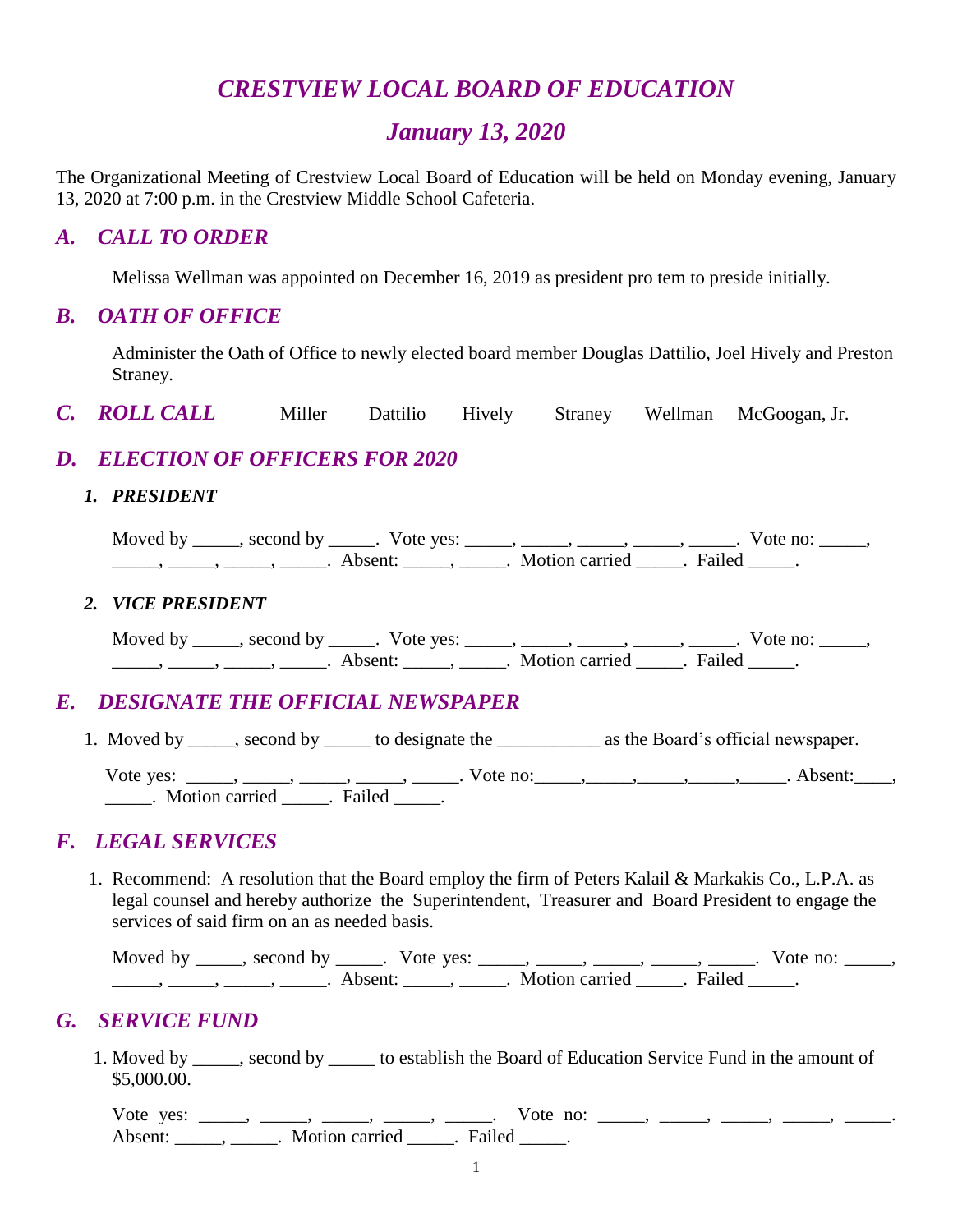# *CRESTVIEW LOCAL BOARD OF EDUCATION*

## *January 13, 2020*

The Organizational Meeting of Crestview Local Board of Education will be held on Monday evening, January 13, 2020 at 7:00 p.m. in the Crestview Middle School Cafeteria.

## *A. CALL TO ORDER*

Melissa Wellman was appointed on December 16, 2019 as president pro tem to preside initially.

## *B. OATH OF OFFICE*

Administer the Oath of Office to newly elected board member Douglas Dattilio, Joel Hively and Preston Straney.

## *C. ROLL CALL*

Miller Dattilio Hively Straney Wellman McGoogan, Jr.

## *D. ELECTION OF OFFICERS FOR 2020*

### *1. PRESIDENT*

Moved by _____, second by _____. Vote yes: _____, _____, _____, _____, _____. Vote no: _____, _____, _____, _____, _____. Absent: _____, _____. Motion carried _____. Failed _____.

### *2. VICE PRESIDENT*

Moved by _____, second by _____. Vote yes: _____, _____, _____, _____, _____. Vote no: _____, _____, _____, _____, _____. Absent: _____, _____. Motion carried _____. Failed _____.

## *E. DESIGNATE THE OFFICIAL NEWSPAPER*

1. Moved by _____, second by _____ to designate the ___________ as the Board's official newspaper.

Vote yes: _____, _____, _____, _____, _____. Vote no:_____,_____,_____,_____,_____. Absent:____, _____. Motion carried _____. Failed _____.

## *F. LEGAL SERVICES*

1. Recommend: A resolution that the Board employ the firm of Peters Kalail & Markakis Co., L.P.A. as legal counsel and hereby authorize the Superintendent, Treasurer and Board President to engage the services of said firm on an as needed basis.

Moved by _____, second by _____. Vote yes: _____, _____, _____, _____, _____. Vote no: _____, _____, _____, _____, _____. Absent: _____, _____. Motion carried _____. Failed _____.

## *G. SERVICE FUND*

1. Moved by _____, second by _____ to establish the Board of Education Service Fund in the amount of $5,000.00.

Vote yes: _____, _____, _____, _____, _____. Vote no: _____, _____, _____, _____, _____. Absent: _____, _____. Motion carried _____. Failed _____.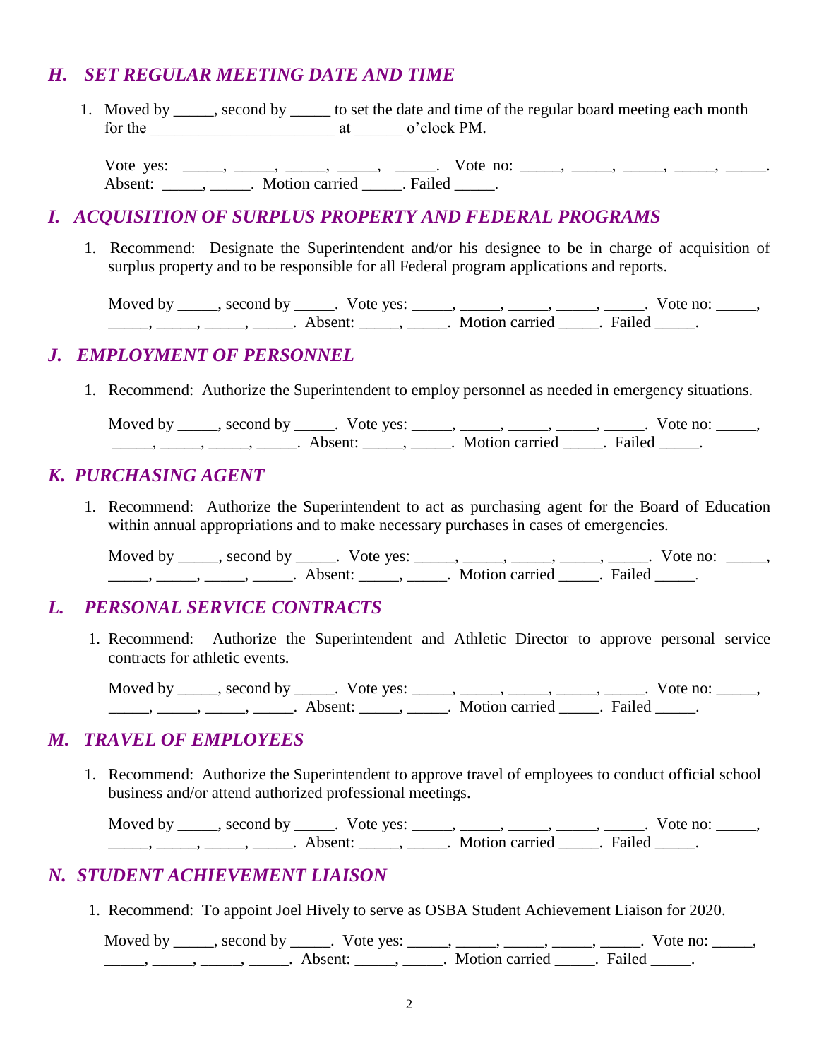## *H. SET REGULAR MEETING DATE AND TIME*

1. Moved by _____, second by _____ to set the date and time of the regular board meeting each month for the ______________________ at ______ o'clock PM.

   Vote yes: _____, _____, _____, _____, _____. Vote no: _____, _____, _____, _____, _____. Absent: _____, _____. Motion carried _____. Failed _____.

## *I. ACQUISITION OF SURPLUS PROPERTY AND FEDERAL PROGRAMS*

1. Recommend: Designate the Superintendent and/or his designee to be in charge of acquisition of surplus property and to be responsible for all Federal program applications and reports.

   Moved by _____, second by _____. Vote yes: _____, _____, _____, _____, _____. Vote no: _____, _____, _____, _____, _____. Absent: _____, _____. Motion carried _____. Failed _____.

## *J. EMPLOYMENT OF PERSONNEL*

1. Recommend: Authorize the Superintendent to employ personnel as needed in emergency situations.

   Moved by _____, second by _____. Vote yes: _____, _____, _____, _____, _____. Vote no: _____, _____, _____, _____, _____. Absent: _____, _____. Motion carried _____. Failed _____.

## *K. PURCHASING AGENT*

1. Recommend: Authorize the Superintendent to act as purchasing agent for the Board of Education within annual appropriations and to make necessary purchases in cases of emergencies.

   Moved by _____, second by _____. Vote yes: _____, _____, _____, _____, _____. Vote no: _____, _____, _____, _____, _____. Absent: _____, _____. Motion carried _____. Failed _____.

## *L. PERSONAL SERVICE CONTRACTS*

1. Recommend: Authorize the Superintendent and Athletic Director to approve personal service contracts for athletic events.

   Moved by _____, second by _____. Vote yes: _____, _____, _____, _____, _____. Vote no: _____, _____, _____, _____, _____. Absent: _____, _____. Motion carried _____. Failed _____.

## *M. TRAVEL OF EMPLOYEES*

1. Recommend: Authorize the Superintendent to approve travel of employees to conduct official school business and/or attend authorized professional meetings.

   Moved by _____, second by _____. Vote yes: _____, _____, _____, _____, _____. Vote no: _____, _____, _____, _____, _____. Absent: _____, _____. Motion carried _____. Failed _____.

## *N. STUDENT ACHIEVEMENT LIAISON*

1. Recommend: To appoint Joel Hively to serve as OSBA Student Achievement Liaison for 2020.

   Moved by _____, second by _____. Vote yes: _____, _____, _____, _____, _____. Vote no: _____, _____, _____, _____, _____. Absent: _____, _____. Motion carried _____. Failed _____.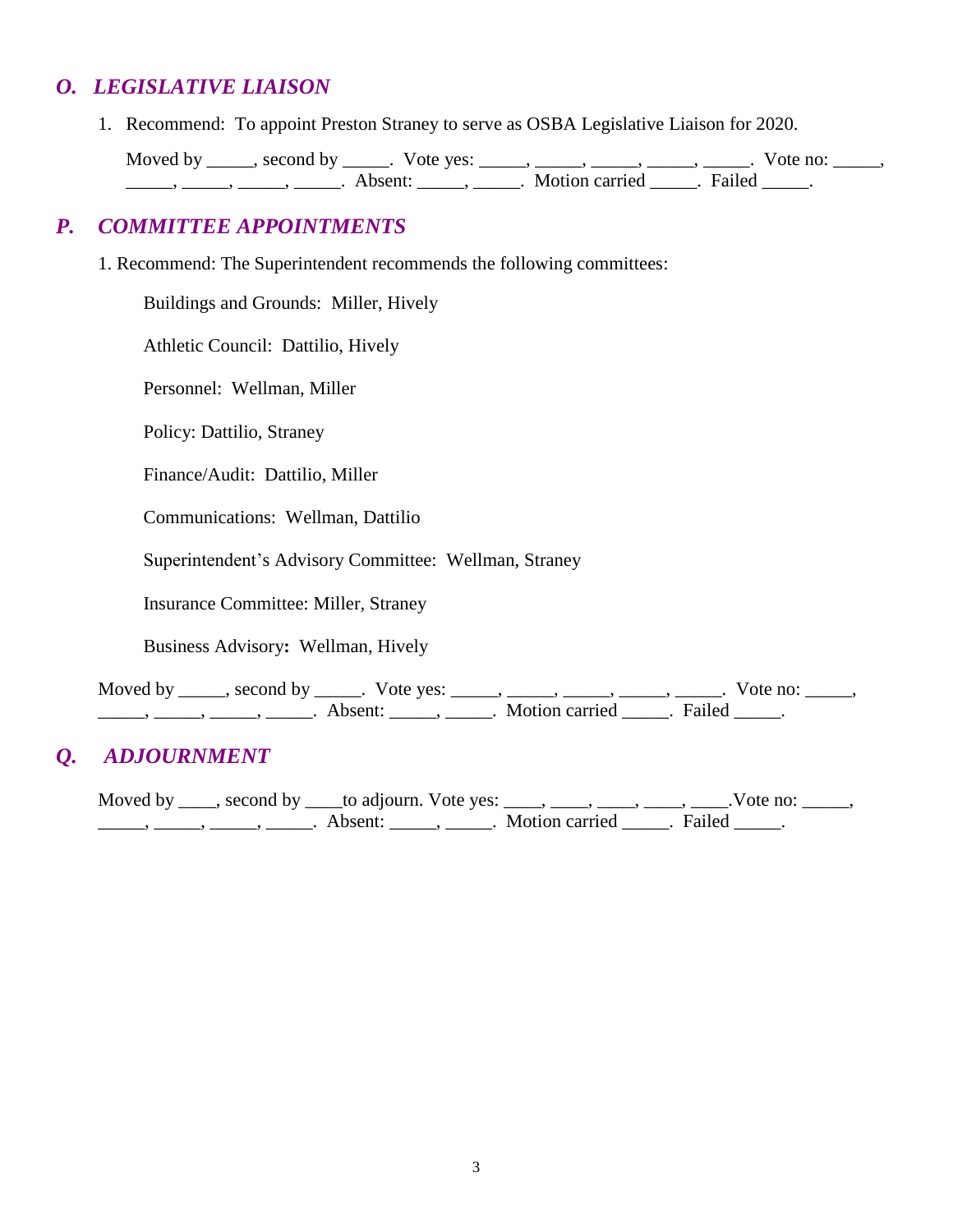## *O. LEGISLATIVE LIAISON*

1. Recommend: To appoint Preston Straney to serve as OSBA Legislative Liaison for 2020.

   Moved by _____, second by _____. Vote yes: _____, _____, _____, _____, _____. Vote no: _____, _____, _____, _____, _____. Absent: _____, _____. Motion carried _____. Failed _____.

## *P. COMMITTEE APPOINTMENTS*

1. Recommend: The Superintendent recommends the following committees:

   Buildings and Grounds: Miller, Hively

   Athletic Council: Dattilio, Hively

   Personnel: Wellman, Miller

   Policy: Dattilio, Straney

   Finance/Audit: Dattilio, Miller

   Communications: Wellman, Dattilio

   Superintendent's Advisory Committee: Wellman, Straney

   Insurance Committee: Miller, Straney

   Business Advisory**:** Wellman, Hively

Moved by _____, second by _____. Vote yes: _____, _____, _____, _____, _____. Vote no: _____, _____, _____, _____, _____. Absent: _____, _____. Motion carried _____. Failed _____.

## *Q. ADJOURNMENT*

Moved by ____, second by ____to adjourn. Vote yes: ____, ____, ____, ____, ____.Vote no: _____, _____, _____, _____, _____. Absent: _____, _____. Motion carried _____. Failed _____.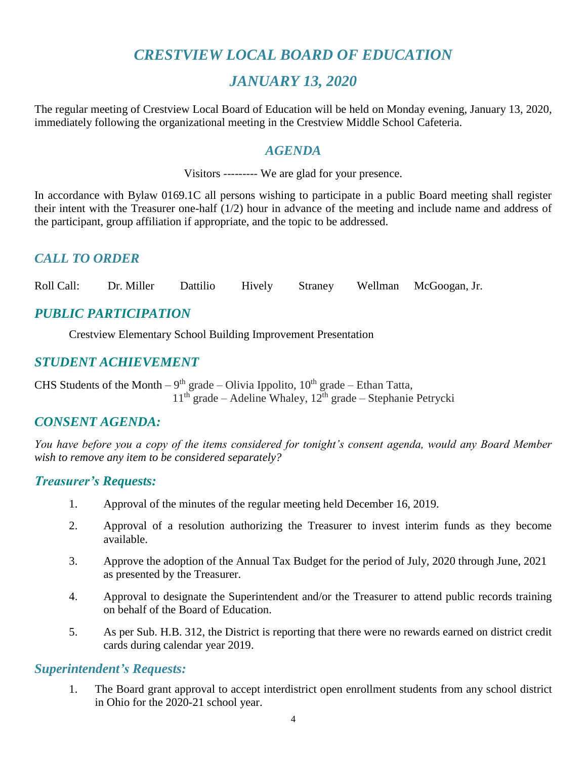# *CRESTVIEW LOCAL BOARD OF EDUCATION*

# *JANUARY 13, 2020*

The regular meeting of Crestview Local Board of Education will be held on Monday evening, January 13, 2020, immediately following the organizational meeting in the Crestview Middle School Cafeteria.

## *AGENDA*

Visitors --------- We are glad for your presence.

In accordance with Bylaw 0169.1C all persons wishing to participate in a public Board meeting shall register their intent with the Treasurer one-half (1/2) hour in advance of the meeting and include name and address of the participant, group affiliation if appropriate, and the topic to be addressed.

## *CALL TO ORDER*

Roll Call: Dr. Miller Dattilio Hively Straney Wellman McGoogan, Jr.

## *PUBLIC PARTICIPATION*

Crestview Elementary School Building Improvement Presentation

## *STUDENT ACHIEVEMENT*

CHS Students of the Month – 9th grade – Olivia Ippolito, 10th grade – Ethan Tatta, 11th grade – Adeline Whaley, 12th grade – Stephanie Petrycki

## *CONSENT AGENDA:*

*You have before you a copy of the items considered for tonight's consent agenda, would any Board Member wish to remove any item to be considered separately?*

### *Treasurer's Requests:*

1. Approval of the minutes of the regular meeting held December 16, 2019.
2. Approval of a resolution authorizing the Treasurer to invest interim funds as they become available.
3. Approve the adoption of the Annual Tax Budget for the period of July, 2020 through June, 2021 as presented by the Treasurer.
4. Approval to designate the Superintendent and/or the Treasurer to attend public records training on behalf of the Board of Education.
5. As per Sub. H.B. 312, the District is reporting that there were no rewards earned on district credit cards during calendar year 2019.

### *Superintendent's Requests:*

1. The Board grant approval to accept interdistrict open enrollment students from any school district in Ohio for the 2020-21 school year.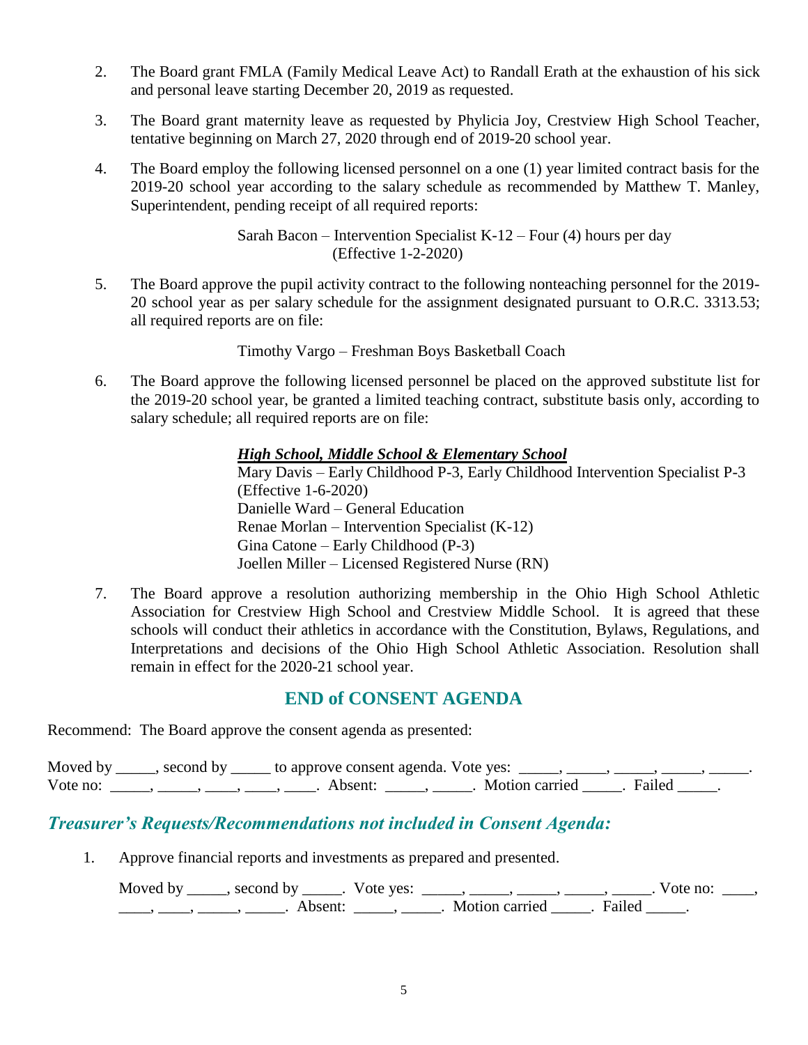2. The Board grant FMLA (Family Medical Leave Act) to Randall Erath at the exhaustion of his sick and personal leave starting December 20, 2019 as requested.

3. The Board grant maternity leave as requested by Phylicia Joy, Crestview High School Teacher, tentative beginning on March 27, 2020 through end of 2019-20 school year.

4. The Board employ the following licensed personnel on a one (1) year limited contract basis for the 2019-20 school year according to the salary schedule as recommended by Matthew T. Manley, Superintendent, pending receipt of all required reports:

   Sarah Bacon – Intervention Specialist K-12 – Four (4) hours per day (Effective 1-2-2020)

5. The Board approve the pupil activity contract to the following nonteaching personnel for the 2019-20 school year as per salary schedule for the assignment designated pursuant to O.R.C. 3313.53; all required reports are on file:

   Timothy Vargo – Freshman Boys Basketball Coach

6. The Board approve the following licensed personnel be placed on the approved substitute list for the 2019-20 school year, be granted a limited teaching contract, substitute basis only, according to salary schedule; all required reports are on file:

   ***High School, Middle School & Elementary School***
   Mary Davis – Early Childhood P-3, Early Childhood Intervention Specialist P-3 (Effective 1-6-2020)
   Danielle Ward – General Education
   Renae Morlan – Intervention Specialist (K-12)
   Gina Catone – Early Childhood (P-3)
   Joellen Miller – Licensed Registered Nurse (RN)

7. The Board approve a resolution authorizing membership in the Ohio High School Athletic Association for Crestview High School and Crestview Middle School. It is agreed that these schools will conduct their athletics in accordance with the Constitution, Bylaws, Regulations, and Interpretations and decisions of the Ohio High School Athletic Association. Resolution shall remain in effect for the 2020-21 school year.

## END of CONSENT AGENDA

Recommend: The Board approve the consent agenda as presented:

Moved by _____, second by _____ to approve consent agenda. Vote yes: _____, _____, _____, _____, _____. Vote no: _____, _____, ____, ____, ____. Absent: _____, _____. Motion carried _____. Failed _____.

## *Treasurer's Requests/Recommendations not included in Consent Agenda:*

1. Approve financial reports and investments as prepared and presented.

   Moved by _____, second by _____. Vote yes: _____, _____, _____, _____, _____. Vote no: ____, ____, ____, _____, _____. Absent: _____, _____. Motion carried _____. Failed _____.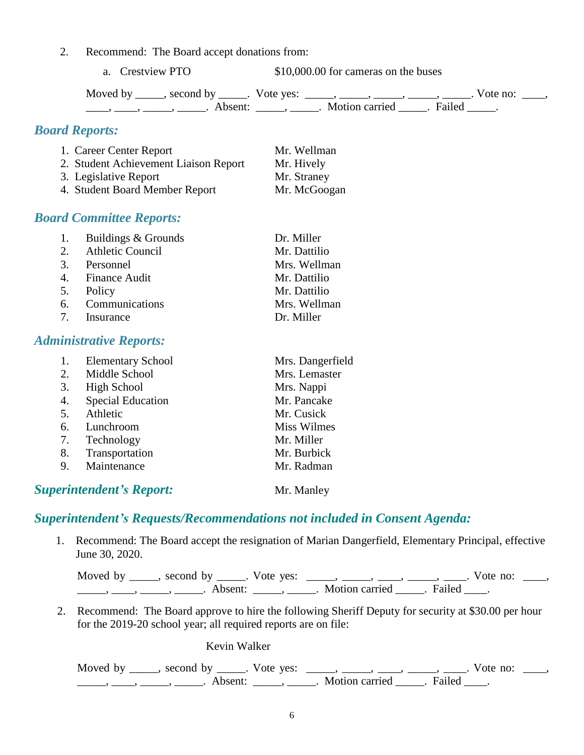2. Recommend: The Board accept donations from:

   a. Crestview PTO $10,000.00 for cameras on the buses

   Moved by _____, second by _____. Vote yes: _____, _____, _____, _____, _____. Vote no: ____, ____, ____, _____, _____. Absent: _____, _____. Motion carried _____. Failed _____.

## *Board Reports:*

1. Career Center Report Mr. Wellman
2. Student Achievement Liaison Report Mr. Hively
3. Legislative Report Mr. Straney
4. Student Board Member Report Mr. McGoogan

## *Board Committee Reports:*

1. Buildings & Grounds Dr. Miller
2. Athletic Council Mr. Dattilio
3. Personnel Mrs. Wellman
4. Finance Audit Mr. Dattilio
5. Policy Mr. Dattilio
6. Communications Mrs. Wellman
7. Insurance Dr. Miller

## *Administrative Reports:*

1. Elementary School Mrs. Dangerfield
2. Middle School Mrs. Lemaster
3. High School Mrs. Nappi
4. Special Education Mr. Pancake
5. Athletic Mr. Cusick
6. Lunchroom Miss Wilmes
7. Technology Mr. Miller
8. Transportation Mr. Burbick
9. Maintenance Mr. Radman

## *Superintendent's Report:* Mr. Manley

## *Superintendent's Requests/Recommendations not included in Consent Agenda:*

1. Recommend: The Board accept the resignation of Marian Dangerfield, Elementary Principal, effective June 30, 2020.

   Moved by _____, second by _____. Vote yes: _____, _____, ____, _____, ____. Vote no: ____, _____, ____, _____, _____. Absent: _____, _____. Motion carried _____. Failed ____.

2. Recommend: The Board approve to hire the following Sheriff Deputy for security at $30.00 per hour for the 2019-20 school year; all required reports are on file:

   Kevin Walker

   Moved by _____, second by _____. Vote yes: _____, _____, ____, _____, ____. Vote no: ____, _____, ____, _____, _____. Absent: _____, _____. Motion carried _____. Failed ____.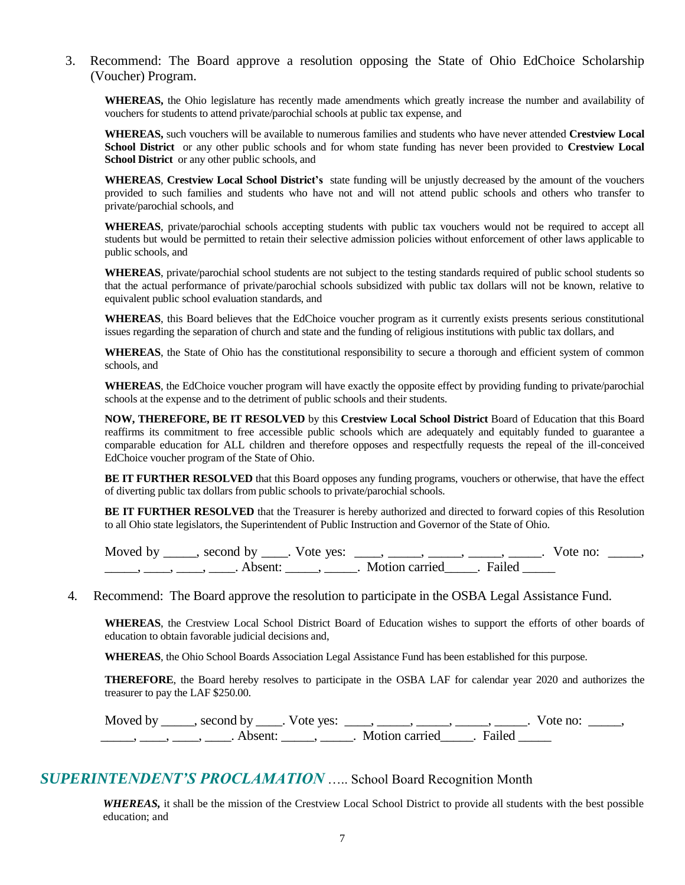3. Recommend: The Board approve a resolution opposing the State of Ohio EdChoice Scholarship (Voucher) Program.

**WHEREAS,** the Ohio legislature has recently made amendments which greatly increase the number and availability of vouchers for students to attend private/parochial schools at public tax expense, and

**WHEREAS,** such vouchers will be available to numerous families and students who have never attended **Crestview Local School District** or any other public schools and for whom state funding has never been provided to **Crestview Local School District** or any other public schools, and

**WHEREAS**, **Crestview Local School District's** state funding will be unjustly decreased by the amount of the vouchers provided to such families and students who have not and will not attend public schools and others who transfer to private/parochial schools, and

**WHEREAS**, private/parochial schools accepting students with public tax vouchers would not be required to accept all students but would be permitted to retain their selective admission policies without enforcement of other laws applicable to public schools, and

**WHEREAS**, private/parochial school students are not subject to the testing standards required of public school students so that the actual performance of private/parochial schools subsidized with public tax dollars will not be known, relative to equivalent public school evaluation standards, and

**WHEREAS**, this Board believes that the EdChoice voucher program as it currently exists presents serious constitutional issues regarding the separation of church and state and the funding of religious institutions with public tax dollars, and

**WHEREAS**, the State of Ohio has the constitutional responsibility to secure a thorough and efficient system of common schools, and

**WHEREAS**, the EdChoice voucher program will have exactly the opposite effect by providing funding to private/parochial schools at the expense and to the detriment of public schools and their students.

**NOW, THEREFORE, BE IT RESOLVED** by this **Crestview Local School District** Board of Education that this Board reaffirms its commitment to free accessible public schools which are adequately and equitably funded to guarantee a comparable education for ALL children and therefore opposes and respectfully requests the repeal of the ill-conceived EdChoice voucher program of the State of Ohio.

**BE IT FURTHER RESOLVED** that this Board opposes any funding programs, vouchers or otherwise, that have the effect of diverting public tax dollars from public schools to private/parochial schools.

**BE IT FURTHER RESOLVED** that the Treasurer is hereby authorized and directed to forward copies of this Resolution to all Ohio state legislators, the Superintendent of Public Instruction and Governor of the State of Ohio.

Moved by _____, second by ____. Vote yes: ____, _____, _____, _____, _____. Vote no: _____, _____, ____, ____, ____. Absent: _____, _____. Motion carried_____. Failed _____

4. Recommend: The Board approve the resolution to participate in the OSBA Legal Assistance Fund.

**WHEREAS**, the Crestview Local School District Board of Education wishes to support the efforts of other boards of education to obtain favorable judicial decisions and,

**WHEREAS**, the Ohio School Boards Association Legal Assistance Fund has been established for this purpose.

**THEREFORE**, the Board hereby resolves to participate in the OSBA LAF for calendar year 2020 and authorizes the treasurer to pay the LAF $250.00.

Moved by _____, second by ____. Vote yes: ____, _____, _____, _____, _____. Vote no: _____, _____, ____, ____, ____. Absent: _____, _____. Motion carried_____. Failed _____

## *SUPERINTENDENT'S PROCLAMATION* ….. School Board Recognition Month

***WHEREAS,*** it shall be the mission of the Crestview Local School District to provide all students with the best possible education; and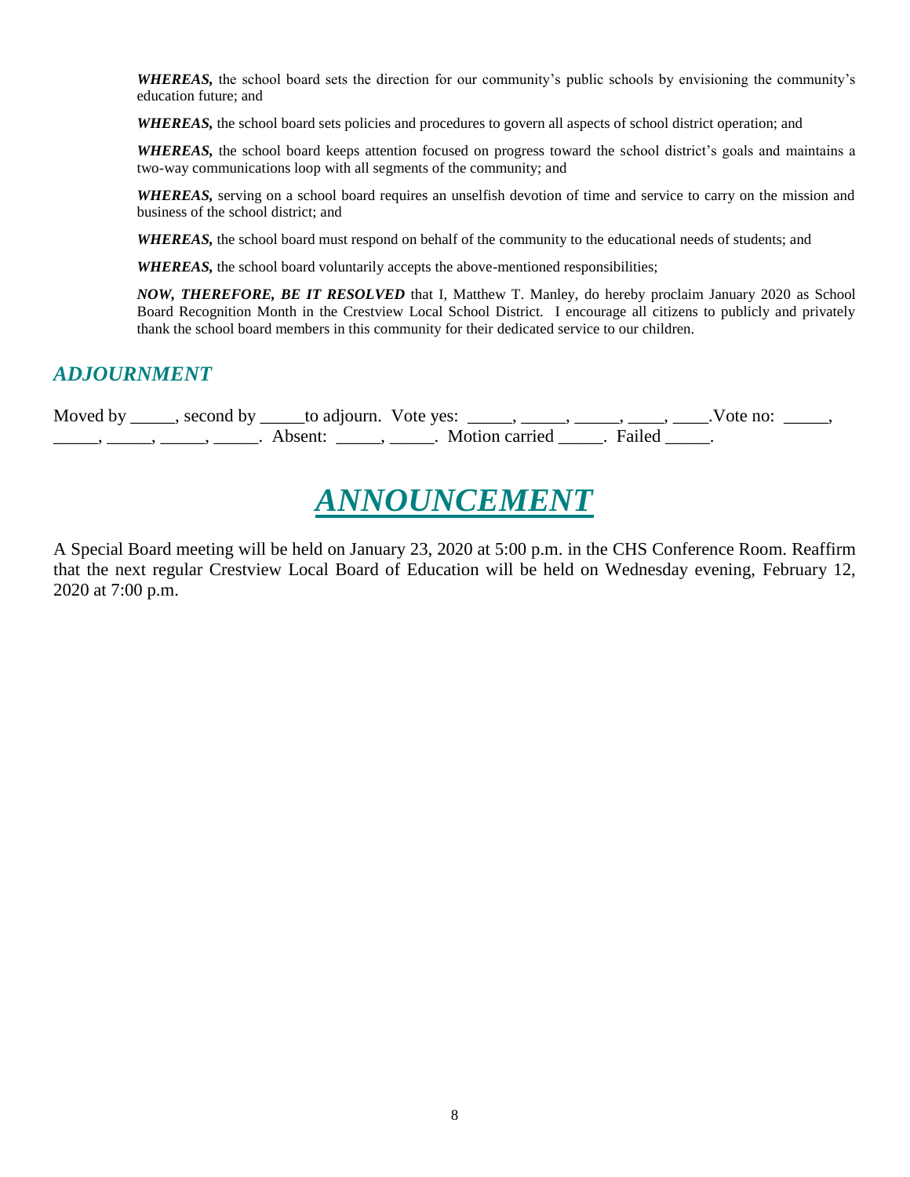***WHEREAS,*** the school board sets the direction for our community's public schools by envisioning the community's education future; and

***WHEREAS,*** the school board sets policies and procedures to govern all aspects of school district operation; and

***WHEREAS,*** the school board keeps attention focused on progress toward the school district's goals and maintains a two-way communications loop with all segments of the community; and

***WHEREAS,*** serving on a school board requires an unselfish devotion of time and service to carry on the mission and business of the school district; and

***WHEREAS,*** the school board must respond on behalf of the community to the educational needs of students; and

***WHEREAS,*** the school board voluntarily accepts the above-mentioned responsibilities;

***NOW, THEREFORE, BE IT RESOLVED*** that I, Matthew T. Manley, do hereby proclaim January 2020 as School Board Recognition Month in the Crestview Local School District. I encourage all citizens to publicly and privately thank the school board members in this community for their dedicated service to our children.

## *ADJOURNMENT*

Moved by _____, second by _____to adjourn. Vote yes: _____, _____, _____, ____, ____.Vote no: _____, _____, _____, _____, _____. Absent: _____, _____. Motion carried _____. Failed _____.

# *ANNOUNCEMENT*

A Special Board meeting will be held on January 23, 2020 at 5:00 p.m. in the CHS Conference Room. Reaffirm that the next regular Crestview Local Board of Education will be held on Wednesday evening, February 12, 2020 at 7:00 p.m.